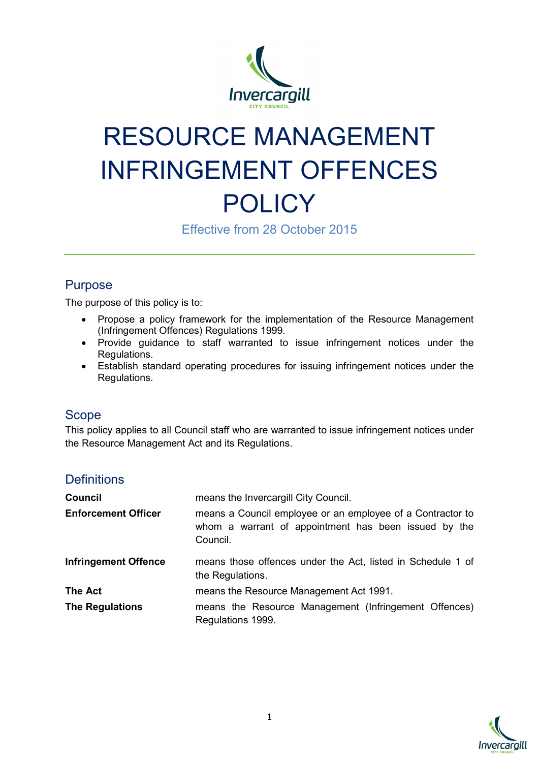# RESOURCE MANAGEMENT INFRINGEMENT OFFENCES POLICY

Effective from 28 October 2015

## Purpose

The purpose of this policy is to:

- Propose a policy framework for the implementation of the Resource Management (Infringement Offences) Regulations 1999.
- Provide guidance to staff warranted to issue infringement notices under the Regulations.
- Establish standard operating procedures for issuing infringement notices under the Regulations.

## Scope

This policy applies to all Council staff who are warranted to issue infringement notices under the Resource Management Act and its Regulations.

## Definitions

| | |
|---|---|
| **Council** | means the Invercargill City Council. |
| **Enforcement Officer** | means a Council employee or an employee of a Contractor to whom a warrant of appointment has been issued by the Council. |
| **Infringement Offence** | means those offences under the Act, listed in Schedule 1 of the Regulations. |
| **The Act** | means the Resource Management Act 1991. |
| **The Regulations** | means the Resource Management (Infringement Offences) Regulations 1999. |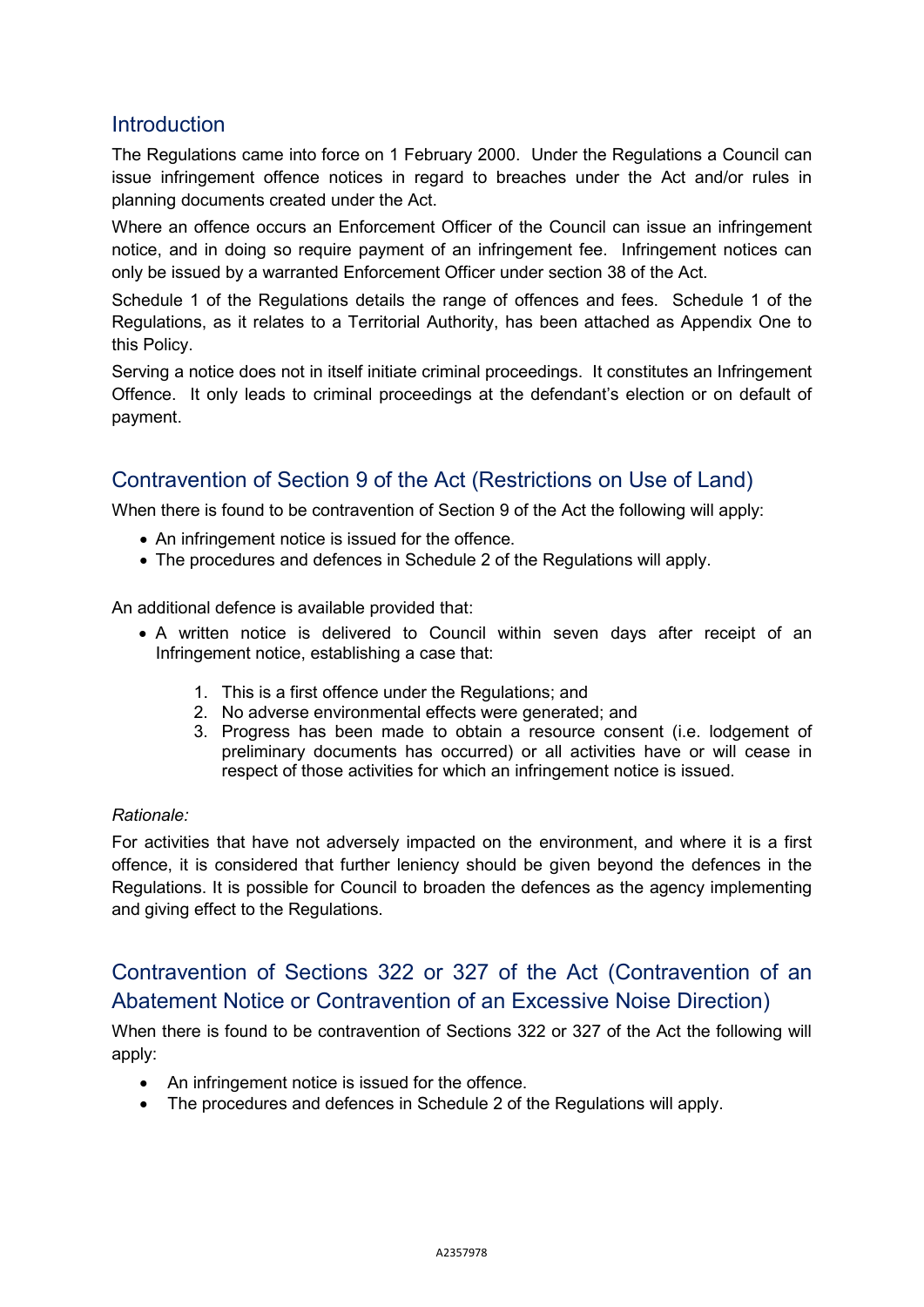## Introduction

The Regulations came into force on 1 February 2000. Under the Regulations a Council can issue infringement offence notices in regard to breaches under the Act and/or rules in planning documents created under the Act.

Where an offence occurs an Enforcement Officer of the Council can issue an infringement notice, and in doing so require payment of an infringement fee. Infringement notices can only be issued by a warranted Enforcement Officer under section 38 of the Act.

Schedule 1 of the Regulations details the range of offences and fees. Schedule 1 of the Regulations, as it relates to a Territorial Authority, has been attached as Appendix One to this Policy.

Serving a notice does not in itself initiate criminal proceedings. It constitutes an Infringement Offence. It only leads to criminal proceedings at the defendant's election or on default of payment.

## Contravention of Section 9 of the Act (Restrictions on Use of Land)

When there is found to be contravention of Section 9 of the Act the following will apply:

- An infringement notice is issued for the offence.
- The procedures and defences in Schedule 2 of the Regulations will apply.

An additional defence is available provided that:

- A written notice is delivered to Council within seven days after receipt of an Infringement notice, establishing a case that:

    1. This is a first offence under the Regulations; and
    2. No adverse environmental effects were generated; and
    3. Progress has been made to obtain a resource consent (i.e. lodgement of preliminary documents has occurred) or all activities have or will cease in respect of those activities for which an infringement notice is issued.

*Rationale:*

For activities that have not adversely impacted on the environment, and where it is a first offence, it is considered that further leniency should be given beyond the defences in the Regulations. It is possible for Council to broaden the defences as the agency implementing and giving effect to the Regulations.

## Contravention of Sections 322 or 327 of the Act (Contravention of an Abatement Notice or Contravention of an Excessive Noise Direction)

When there is found to be contravention of Sections 322 or 327 of the Act the following will apply:

- An infringement notice is issued for the offence.
- The procedures and defences in Schedule 2 of the Regulations will apply.

A2357978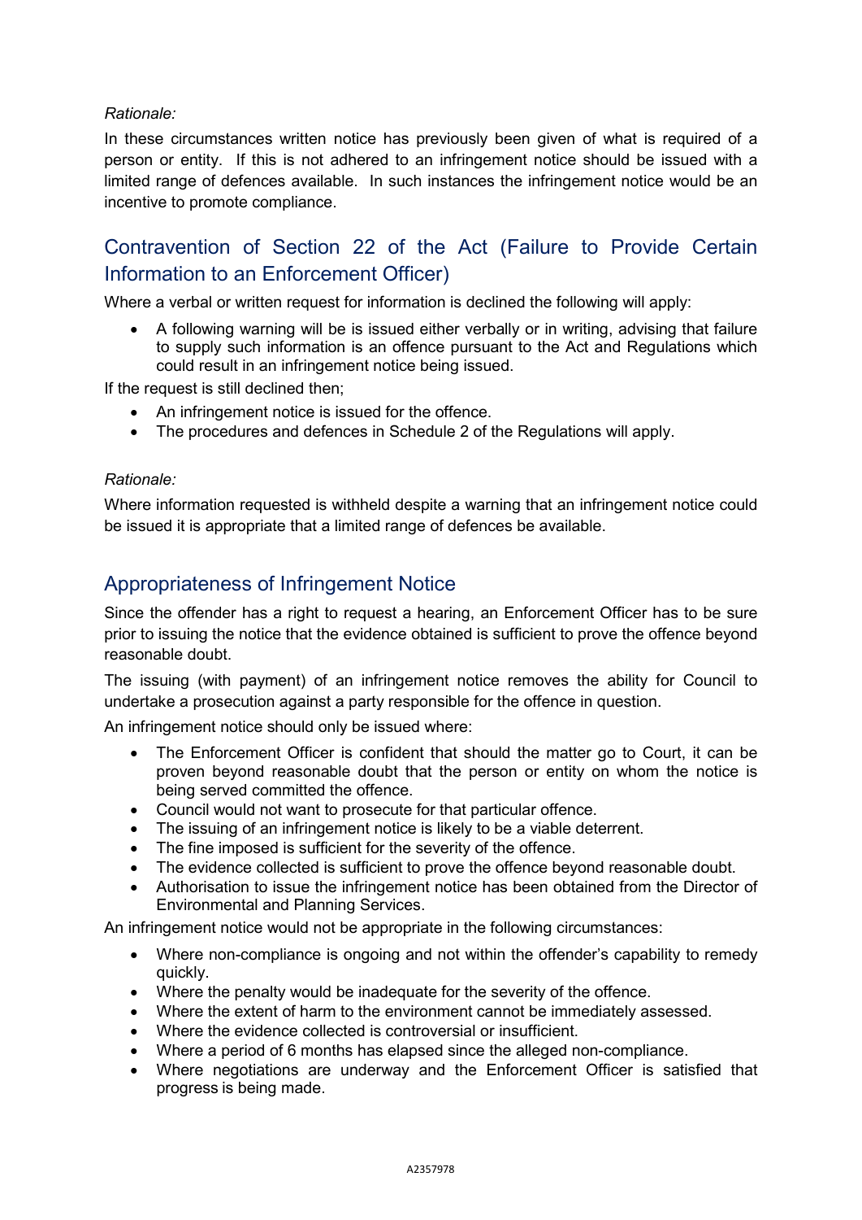*Rationale:*

In these circumstances written notice has previously been given of what is required of a person or entity. If this is not adhered to an infringement notice should be issued with a limited range of defences available. In such instances the infringement notice would be an incentive to promote compliance.

## Contravention of Section 22 of the Act (Failure to Provide Certain Information to an Enforcement Officer)

Where a verbal or written request for information is declined the following will apply:

- A following warning will be is issued either verbally or in writing, advising that failure to supply such information is an offence pursuant to the Act and Regulations which could result in an infringement notice being issued.

If the request is still declined then;

- An infringement notice is issued for the offence.
- The procedures and defences in Schedule 2 of the Regulations will apply.

*Rationale:*

Where information requested is withheld despite a warning that an infringement notice could be issued it is appropriate that a limited range of defences be available.

## Appropriateness of Infringement Notice

Since the offender has a right to request a hearing, an Enforcement Officer has to be sure prior to issuing the notice that the evidence obtained is sufficient to prove the offence beyond reasonable doubt.

The issuing (with payment) of an infringement notice removes the ability for Council to undertake a prosecution against a party responsible for the offence in question.

An infringement notice should only be issued where:

- The Enforcement Officer is confident that should the matter go to Court, it can be proven beyond reasonable doubt that the person or entity on whom the notice is being served committed the offence.
- Council would not want to prosecute for that particular offence.
- The issuing of an infringement notice is likely to be a viable deterrent.
- The fine imposed is sufficient for the severity of the offence.
- The evidence collected is sufficient to prove the offence beyond reasonable doubt.
- Authorisation to issue the infringement notice has been obtained from the Director of Environmental and Planning Services.

An infringement notice would not be appropriate in the following circumstances:

- Where non-compliance is ongoing and not within the offender's capability to remedy quickly.
- Where the penalty would be inadequate for the severity of the offence.
- Where the extent of harm to the environment cannot be immediately assessed.
- Where the evidence collected is controversial or insufficient.
- Where a period of 6 months has elapsed since the alleged non-compliance.
- Where negotiations are underway and the Enforcement Officer is satisfied that progress is being made.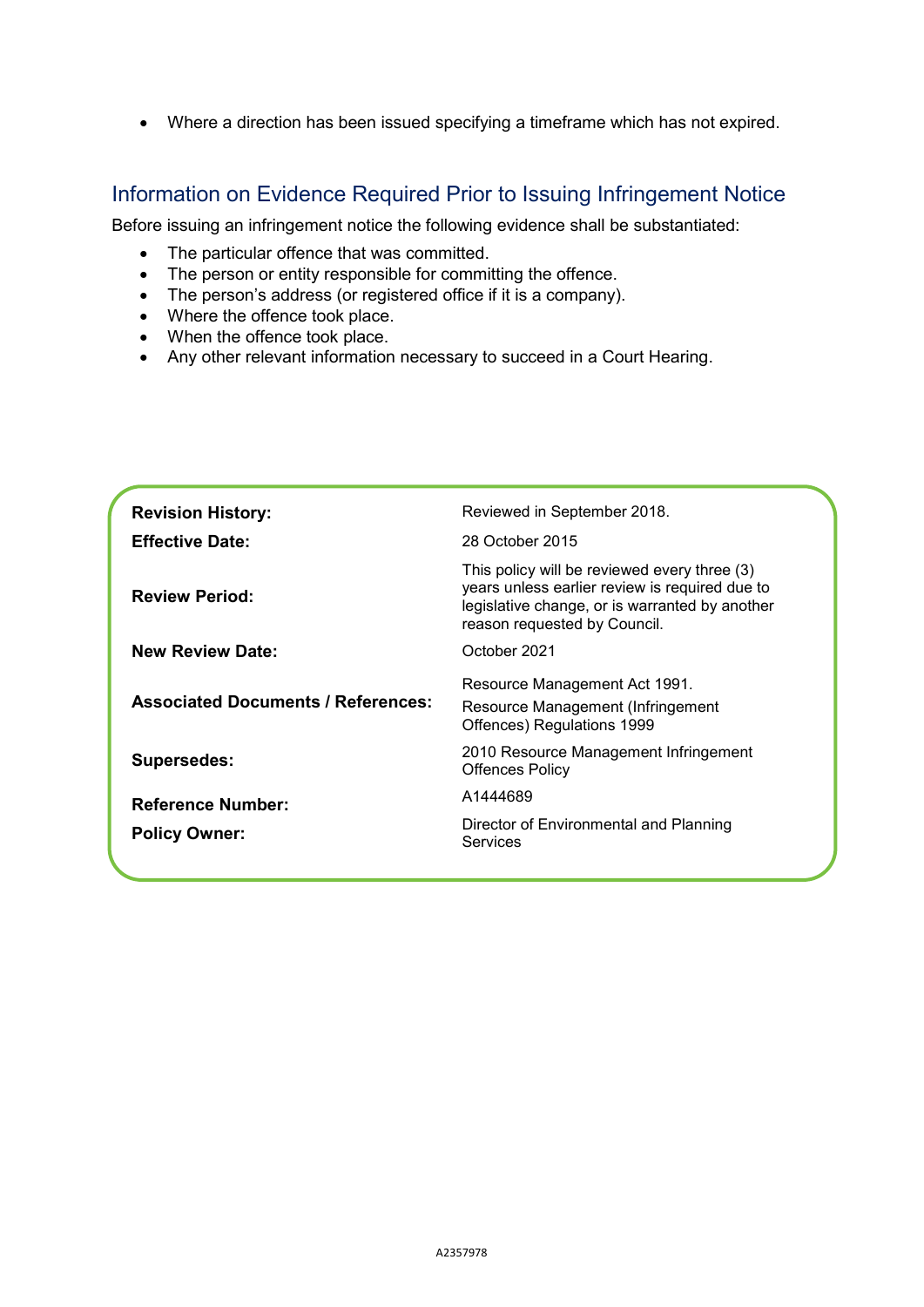- Where a direction has been issued specifying a timeframe which has not expired.

## Information on Evidence Required Prior to Issuing Infringement Notice

Before issuing an infringement notice the following evidence shall be substantiated:

- The particular offence that was committed.
- The person or entity responsible for committing the offence.
- The person's address (or registered office if it is a company).
- Where the offence took place.
- When the offence took place.
- Any other relevant information necessary to succeed in a Court Hearing.

| | |
|---|---|
| **Revision History:** | Reviewed in September 2018. |
| **Effective Date:** | 28 October 2015 |
| **Review Period:** | This policy will be reviewed every three (3) years unless earlier review is required due to legislative change, or is warranted by another reason requested by Council. |
| **New Review Date:** | October 2021 |
| **Associated Documents / References:** | Resource Management Act 1991.<br>Resource Management (Infringement Offences) Regulations 1999 |
| **Supersedes:** | 2010 Resource Management Infringement Offences Policy |
| **Reference Number:** | A1444689 |
| **Policy Owner:** | Director of Environmental and Planning Services |

A2357978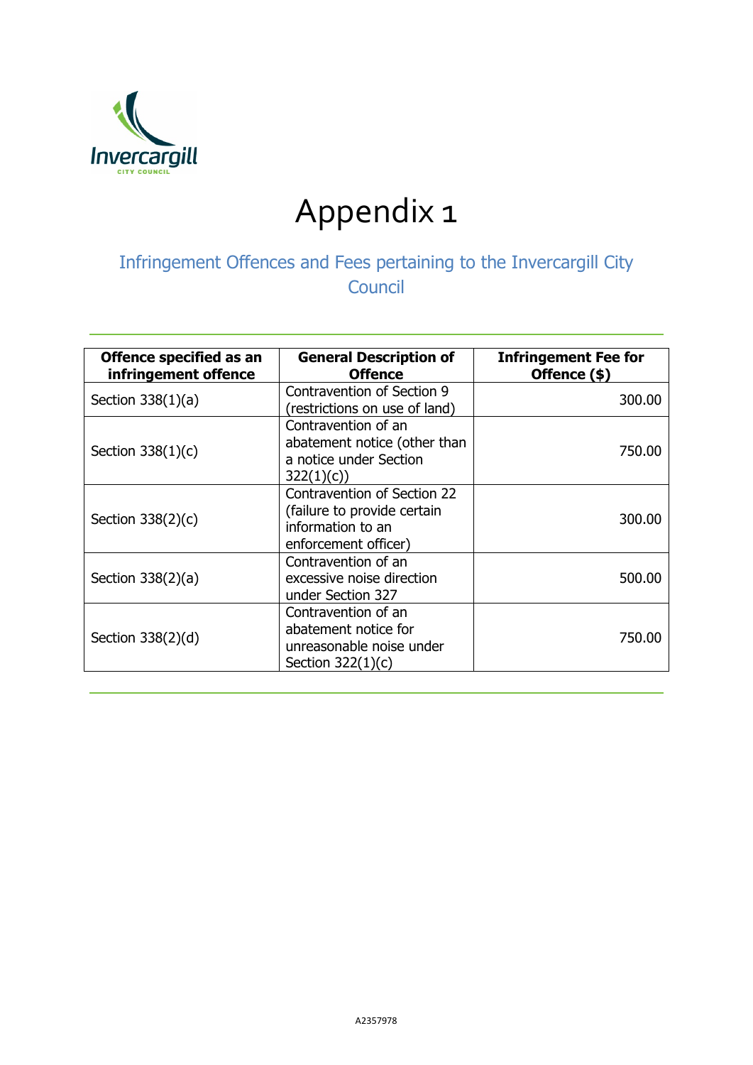# Appendix 1

## Infringement Offences and Fees pertaining to the Invercargill City Council

| Offence specified as an infringement offence | General Description of Offence | Infringement Fee for Offence ($) |
|---|---|---|
| Section 338(1)(a) | Contravention of Section 9 (restrictions on use of land) | 300.00 |
| Section 338(1)(c) | Contravention of an abatement notice (other than a notice under Section 322(1)(c)) | 750.00 |
| Section 338(2)(c) | Contravention of Section 22 (failure to provide certain information to an enforcement officer) | 300.00 |
| Section 338(2)(a) | Contravention of an excessive noise direction under Section 327 | 500.00 |
| Section 338(2)(d) | Contravention of an abatement notice for unreasonable noise under Section 322(1)(c) | 750.00 |

A2357978